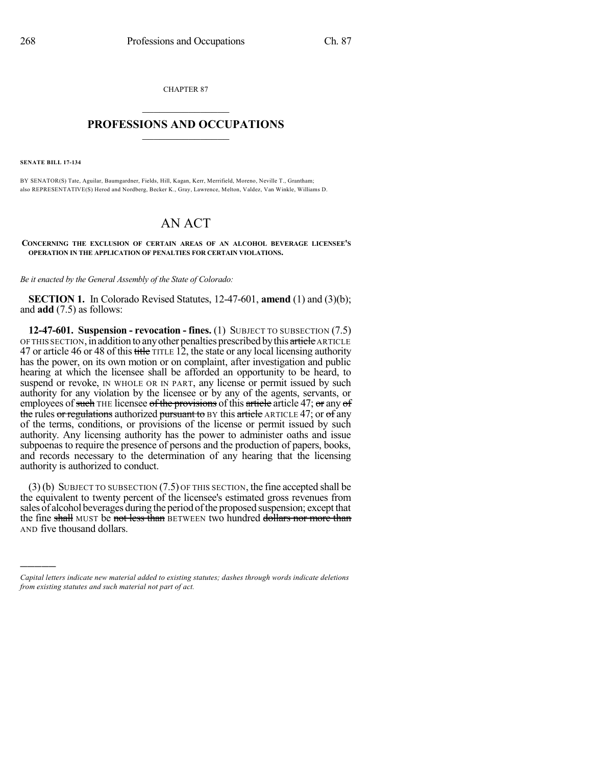CHAPTER 87

## PROFESSIONS AND OCCUPATIONS

**SENATE BILL 17-134**

BY SENATOR(S) Tate, Aguilar, Baumgardner, Fields, Hill, Kagan, Kerr, Merrifield, Moreno, Neville T., Grantham; also REPRESENTATIVE(S) Herod and Nordberg, Becker K., Gray, Lawrence, Melton, Valdez, Van Winkle, Williams D.

# AN ACT

**CONCERNING THE EXCLUSION OF CERTAIN AREAS OF AN ALCOHOL BEVERAGE LICENSEE'S OPERATION IN THE APPLICATION OF PENALTIES FOR CERTAIN VIOLATIONS.**

*Be it enacted by the General Assembly of the State of Colorado:*

**SECTION 1.** In Colorado Revised Statutes, 12-47-601, **amend** (1) and (3)(b); and **add** (7.5) as follows:

**12-47-601. Suspension - revocation - fines.** (1) SUBJECT TO SUBSECTION (7.5) OF THIS SECTION, in addition to any other penalties prescribed by this ~~article~~ ARTICLE 47 or article 46 or 48 of this ~~title~~ TITLE 12, the state or any local licensing authority has the power, on its own motion or on complaint, after investigation and public hearing at which the licensee shall be afforded an opportunity to be heard, to suspend or revoke, IN WHOLE OR IN PART, any license or permit issued by such authority for any violation by the licensee or by any of the agents, servants, or employees of ~~such~~ THE licensee ~~of the provisions~~ of this ~~article~~ article 47; ~~or~~ any ~~of the~~ rules ~~or regulations~~ authorized ~~pursuant to~~ BY this ~~article~~ ARTICLE 47; or ~~of~~ any of the terms, conditions, or provisions of the license or permit issued by such authority. Any licensing authority has the power to administer oaths and issue subpoenas to require the presence of persons and the production of papers, books, and records necessary to the determination of any hearing that the licensing authority is authorized to conduct.

(3) (b) SUBJECT TO SUBSECTION (7.5) OF THIS SECTION, the fine accepted shall be the equivalent to twenty percent of the licensee's estimated gross revenues from sales of alcohol beverages during the period of the proposed suspension; except that the fine ~~shall~~ MUST be ~~not less than~~ BETWEEN two hundred ~~dollars nor more than~~ AND five thousand dollars.

---

*Capital letters indicate new material added to existing statutes; dashes through words indicate deletions from existing statutes and such material not part of act.*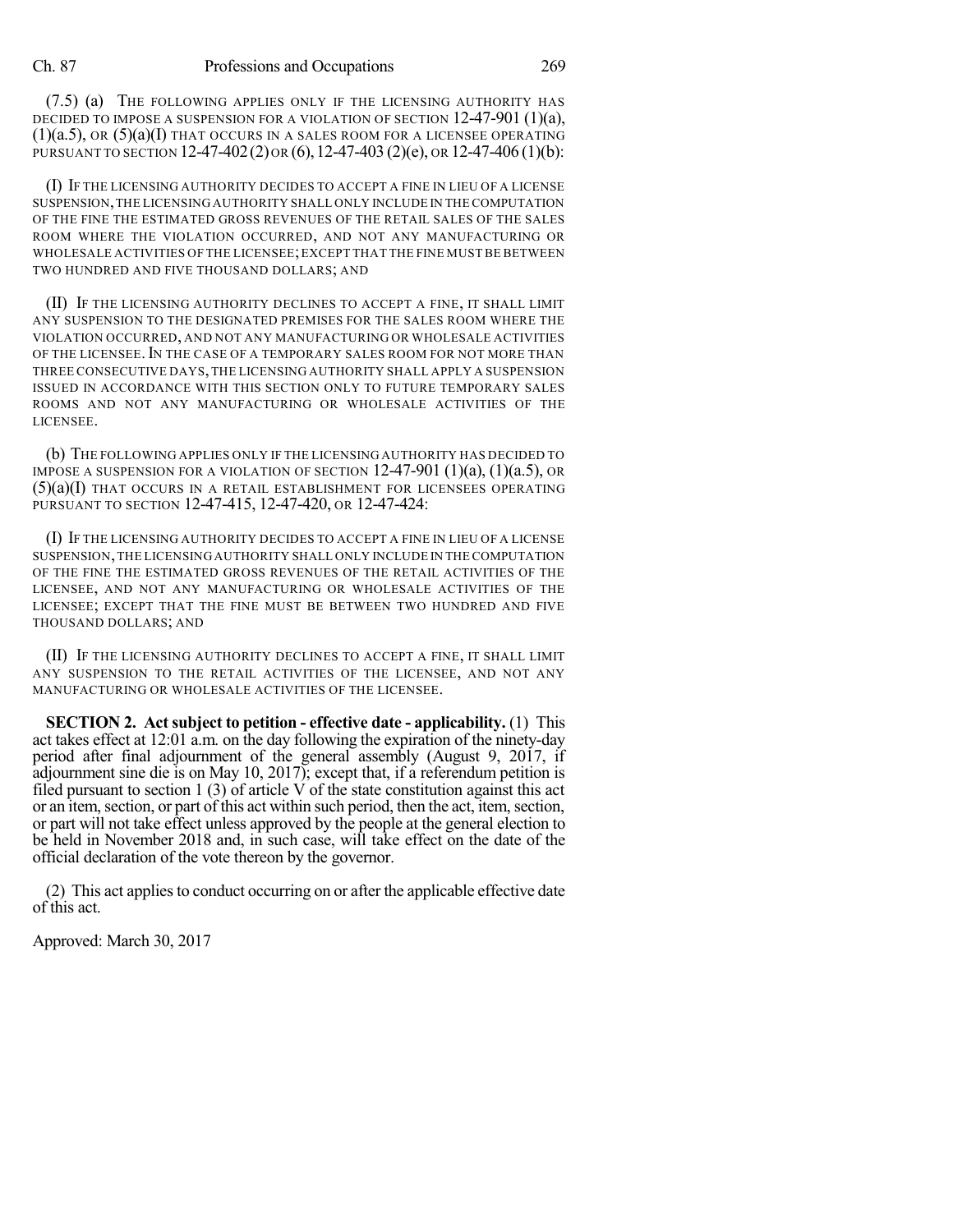(7.5) (a) THE FOLLOWING APPLIES ONLY IF THE LICENSING AUTHORITY HAS DECIDED TO IMPOSE A SUSPENSION FOR A VIOLATION OF SECTION 12-47-901 (1)(a), (1)(a.5), OR (5)(a)(I) THAT OCCURS IN A SALES ROOM FOR A LICENSEE OPERATING PURSUANT TO SECTION 12-47-402 (2) OR (6), 12-47-403 (2)(e), OR 12-47-406 (1)(b):

(I) IF THE LICENSING AUTHORITY DECIDES TO ACCEPT A FINE IN LIEU OF A LICENSE SUSPENSION, THE LICENSING AUTHORITY SHALL ONLY INCLUDE IN THE COMPUTATION OF THE FINE THE ESTIMATED GROSS REVENUES OF THE RETAIL SALES OF THE SALES ROOM WHERE THE VIOLATION OCCURRED, AND NOT ANY MANUFACTURING OR WHOLESALE ACTIVITIES OF THE LICENSEE; EXCEPT THAT THE FINE MUST BE BETWEEN TWO HUNDRED AND FIVE THOUSAND DOLLARS; AND

(II) IF THE LICENSING AUTHORITY DECLINES TO ACCEPT A FINE, IT SHALL LIMIT ANY SUSPENSION TO THE DESIGNATED PREMISES FOR THE SALES ROOM WHERE THE VIOLATION OCCURRED, AND NOT ANY MANUFACTURING OR WHOLESALE ACTIVITIES OF THE LICENSEE. IN THE CASE OF A TEMPORARY SALES ROOM FOR NOT MORE THAN THREE CONSECUTIVE DAYS, THE LICENSING AUTHORITY SHALL APPLY A SUSPENSION ISSUED IN ACCORDANCE WITH THIS SECTION ONLY TO FUTURE TEMPORARY SALES ROOMS AND NOT ANY MANUFACTURING OR WHOLESALE ACTIVITIES OF THE LICENSEE.

(b) THE FOLLOWING APPLIES ONLY IF THE LICENSING AUTHORITY HAS DECIDED TO IMPOSE A SUSPENSION FOR A VIOLATION OF SECTION 12-47-901 (1)(a), (1)(a.5), OR (5)(a)(I) THAT OCCURS IN A RETAIL ESTABLISHMENT FOR LICENSEES OPERATING PURSUANT TO SECTION 12-47-415, 12-47-420, OR 12-47-424:

(I) IF THE LICENSING AUTHORITY DECIDES TO ACCEPT A FINE IN LIEU OF A LICENSE SUSPENSION, THE LICENSING AUTHORITY SHALL ONLY INCLUDE IN THE COMPUTATION OF THE FINE THE ESTIMATED GROSS REVENUES OF THE RETAIL ACTIVITIES OF THE LICENSEE, AND NOT ANY MANUFACTURING OR WHOLESALE ACTIVITIES OF THE LICENSEE; EXCEPT THAT THE FINE MUST BE BETWEEN TWO HUNDRED AND FIVE THOUSAND DOLLARS; AND

(II) IF THE LICENSING AUTHORITY DECLINES TO ACCEPT A FINE, IT SHALL LIMIT ANY SUSPENSION TO THE RETAIL ACTIVITIES OF THE LICENSEE, AND NOT ANY MANUFACTURING OR WHOLESALE ACTIVITIES OF THE LICENSEE.

**SECTION 2. Act subject to petition - effective date - applicability.** (1) This act takes effect at 12:01 a.m. on the day following the expiration of the ninety-day period after final adjournment of the general assembly (August 9, 2017, if adjournment sine die is on May 10, 2017); except that, if a referendum petition is filed pursuant to section 1 (3) of article V of the state constitution against this act or an item, section, or part of this act within such period, then the act, item, section, or part will not take effect unless approved by the people at the general election to be held in November 2018 and, in such case, will take effect on the date of the official declaration of the vote thereon by the governor.

(2) This act applies to conduct occurring on or after the applicable effective date of this act.

Approved: March 30, 2017